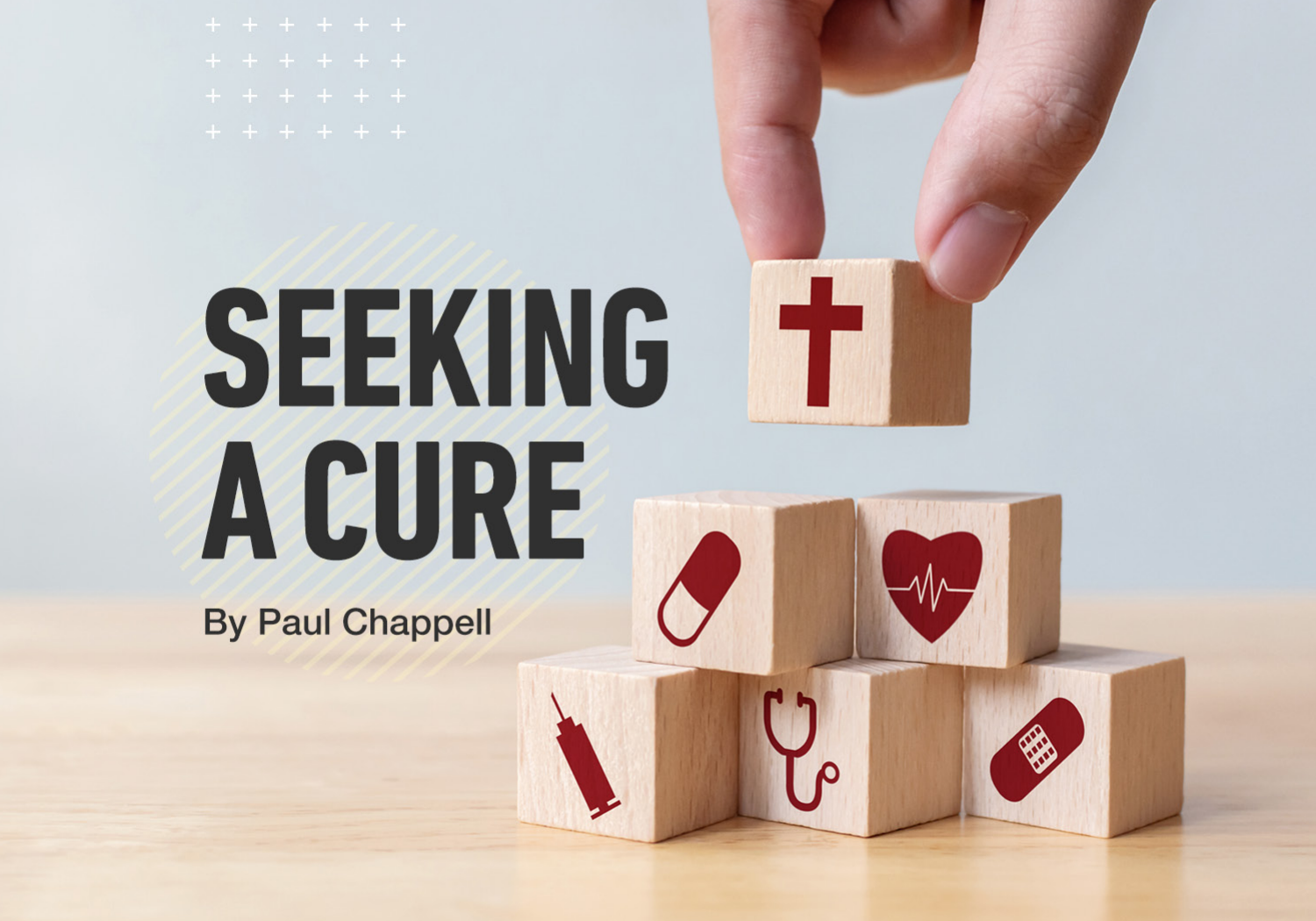# SEEKING A CURE

By Paul Chappell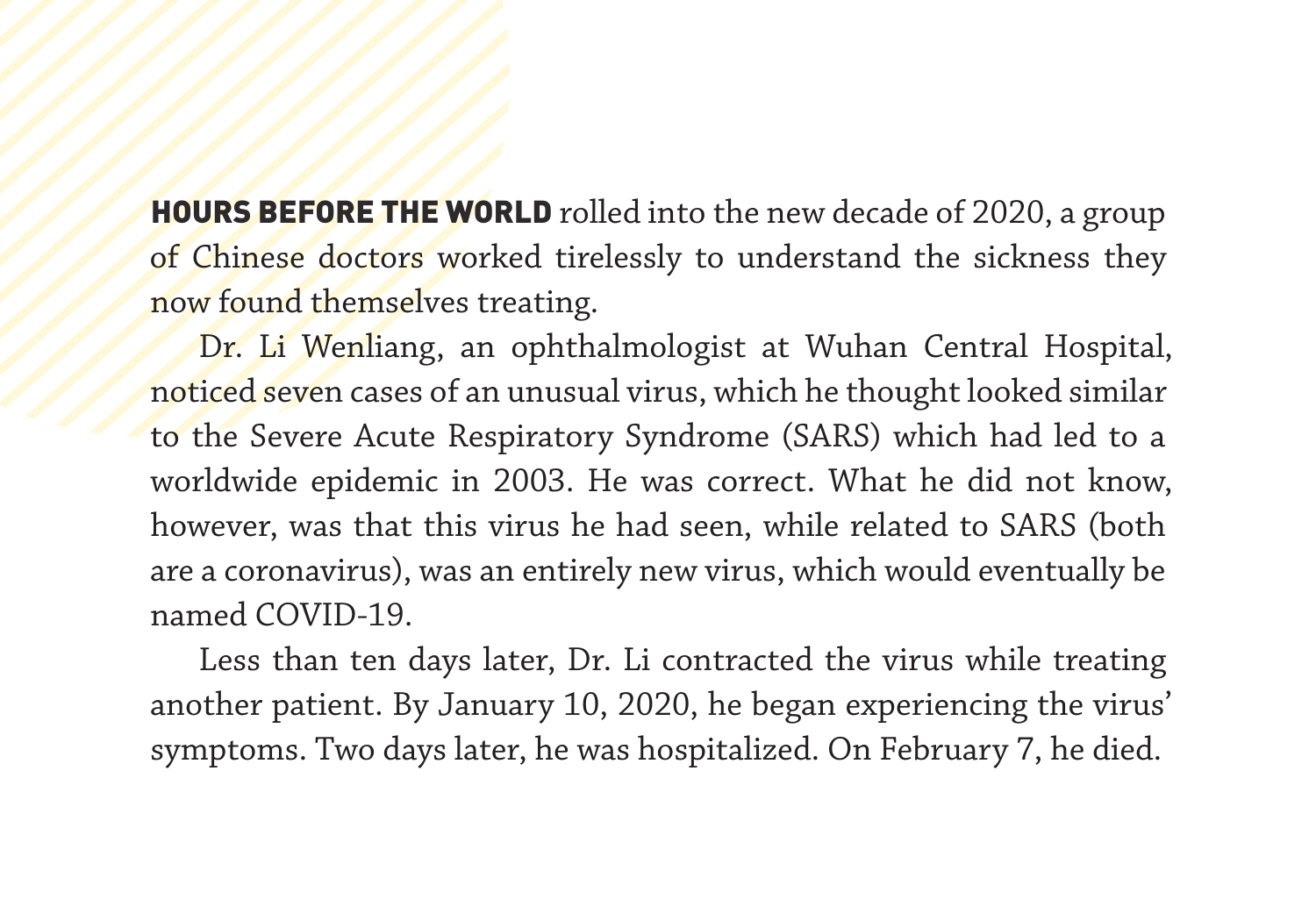**HOURS BEFORE THE WORLD** rolled into the new decade of 2020, a group of Chinese doctors worked tirelessly to understand the sickness they now found themselves treating.

Dr. Li Wenliang, an ophthalmologist at Wuhan Central Hospital, noticed seven cases of an unusual virus, which he thought looked similar to the Severe Acute Respiratory Syndrome (SARS) which had led to a worldwide epidemic in 2003. He was correct. What he did not know, however, was that this virus he had seen, while related to SARS (both are a coronavirus), was an entirely new virus, which would eventually be named COVID-19.

Less than ten days later, Dr. Li contracted the virus while treating another patient. By January 10, 2020, he began experiencing the virus' symptoms. Two days later, he was hospitalized. On February 7, he died.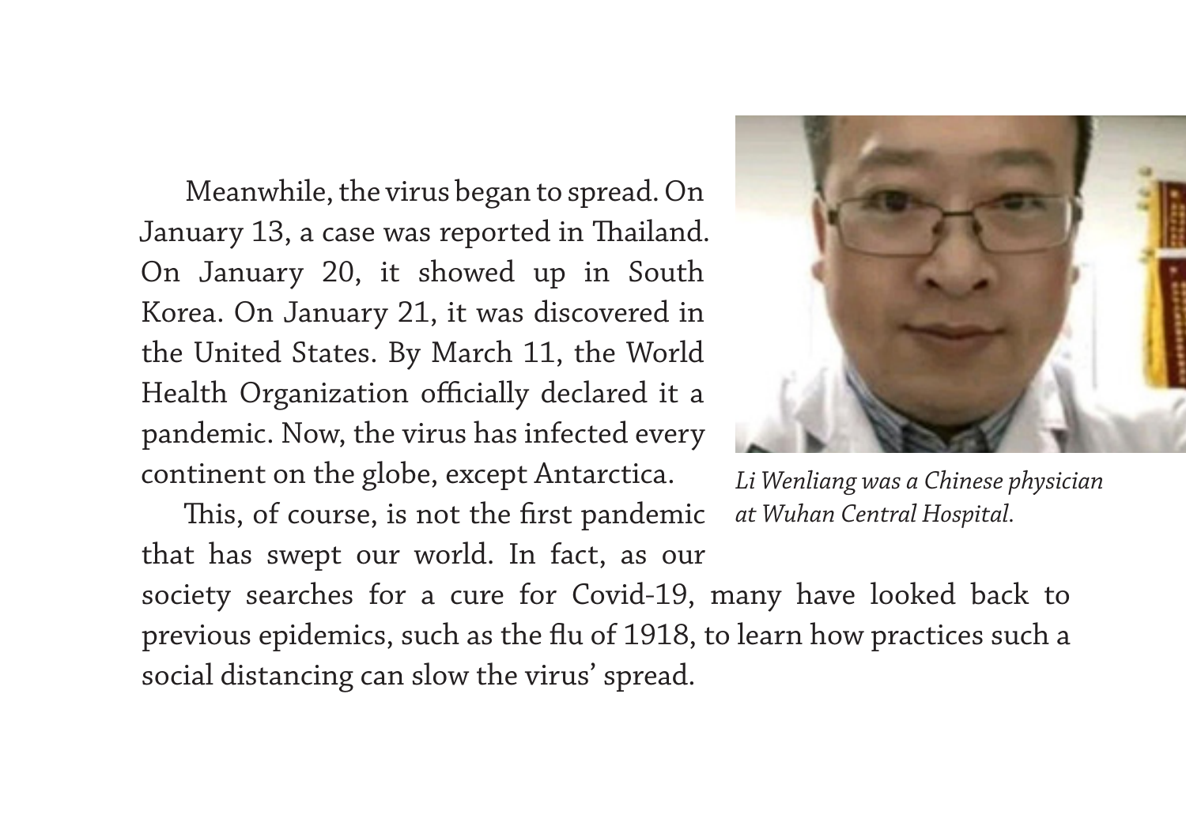Meanwhile, the virus began to spread. On January 13, a case was reported in Thailand. On January 20, it showed up in South Korea. On January 21, it was discovered in the United States. By March 11, the World Health Organization officially declared it a pandemic. Now, the virus has infected every continent on the globe, except Antarctica.

*Li Wenliang was a Chinese physician at Wuhan Central Hospital.*

This, of course, is not the first pandemic that has swept our world. In fact, as our society searches for a cure for Covid-19, many have looked back to previous epidemics, such as the flu of 1918, to learn how practices such a social distancing can slow the virus' spread.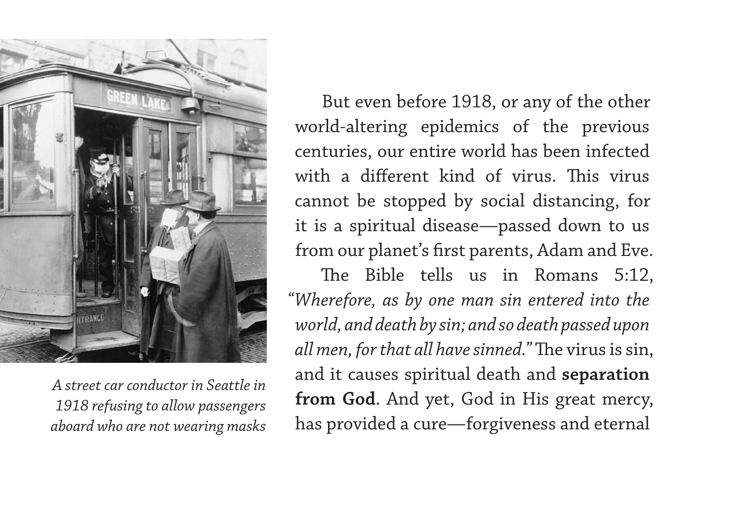*A street car conductor in Seattle in 1918 refusing to allow passengers aboard who are not wearing masks*

But even before 1918, or any of the other world-altering epidemics of the previous centuries, our entire world has been infected with a different kind of virus. This virus cannot be stopped by social distancing, for it is a spiritual disease—passed down to us from our planet's first parents, Adam and Eve.

The Bible tells us in Romans 5:12, *"Wherefore, as by one man sin entered into the world, and death by sin; and so death passed upon all men, for that all have sinned."* The virus is sin, and it causes spiritual death and **separation from God**. And yet, God in His great mercy, has provided a cure—forgiveness and eternal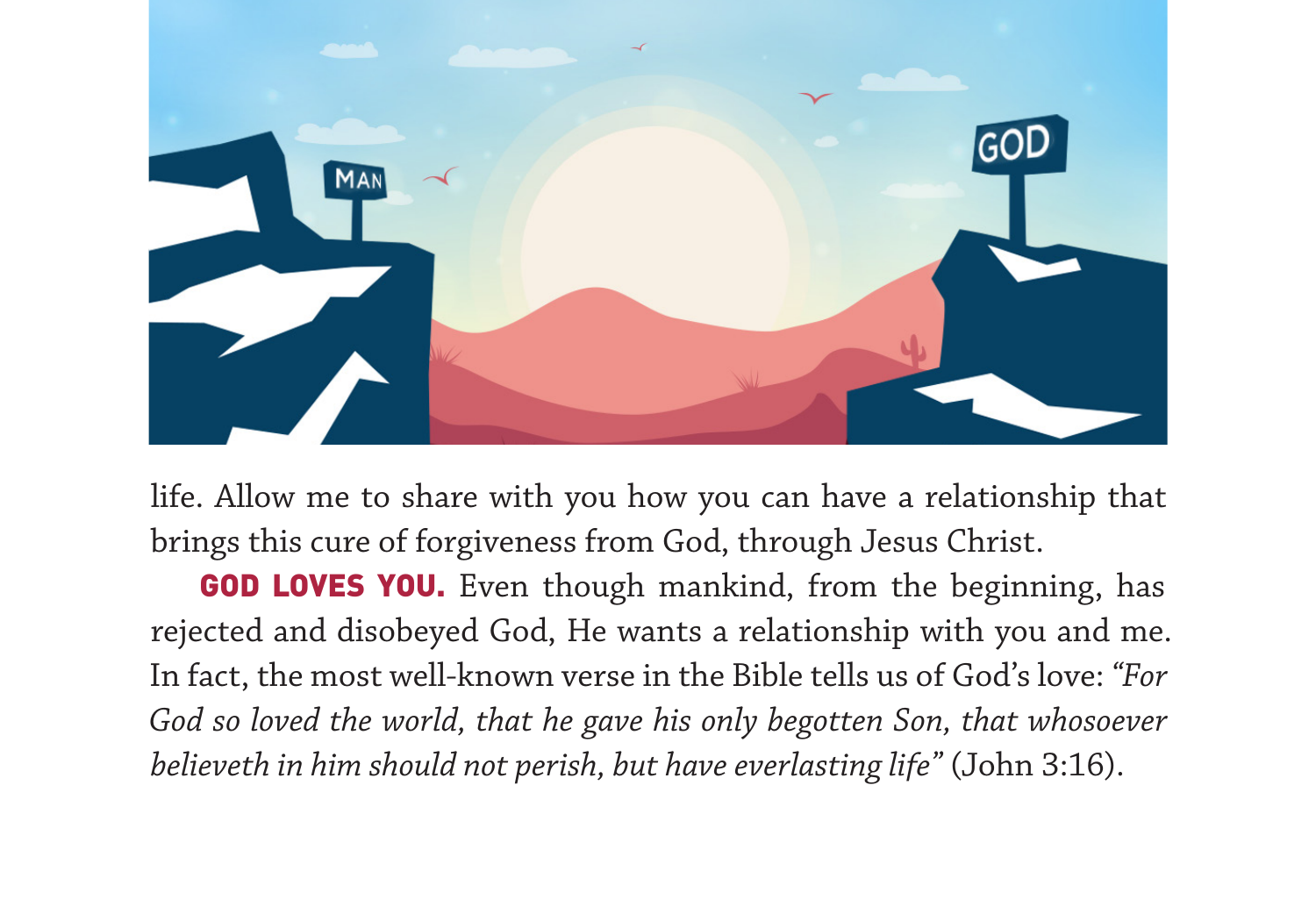life. Allow me to share with you how you can have a relationship that brings this cure of forgiveness from God, through Jesus Christ.

**GOD LOVES YOU.** Even though mankind, from the beginning, has rejected and disobeyed God, He wants a relationship with you and me. In fact, the most well-known verse in the Bible tells us of God's love: *"For God so loved the world, that he gave his only begotten Son, that whosoever believeth in him should not perish, but have everlasting life"* (John 3:16).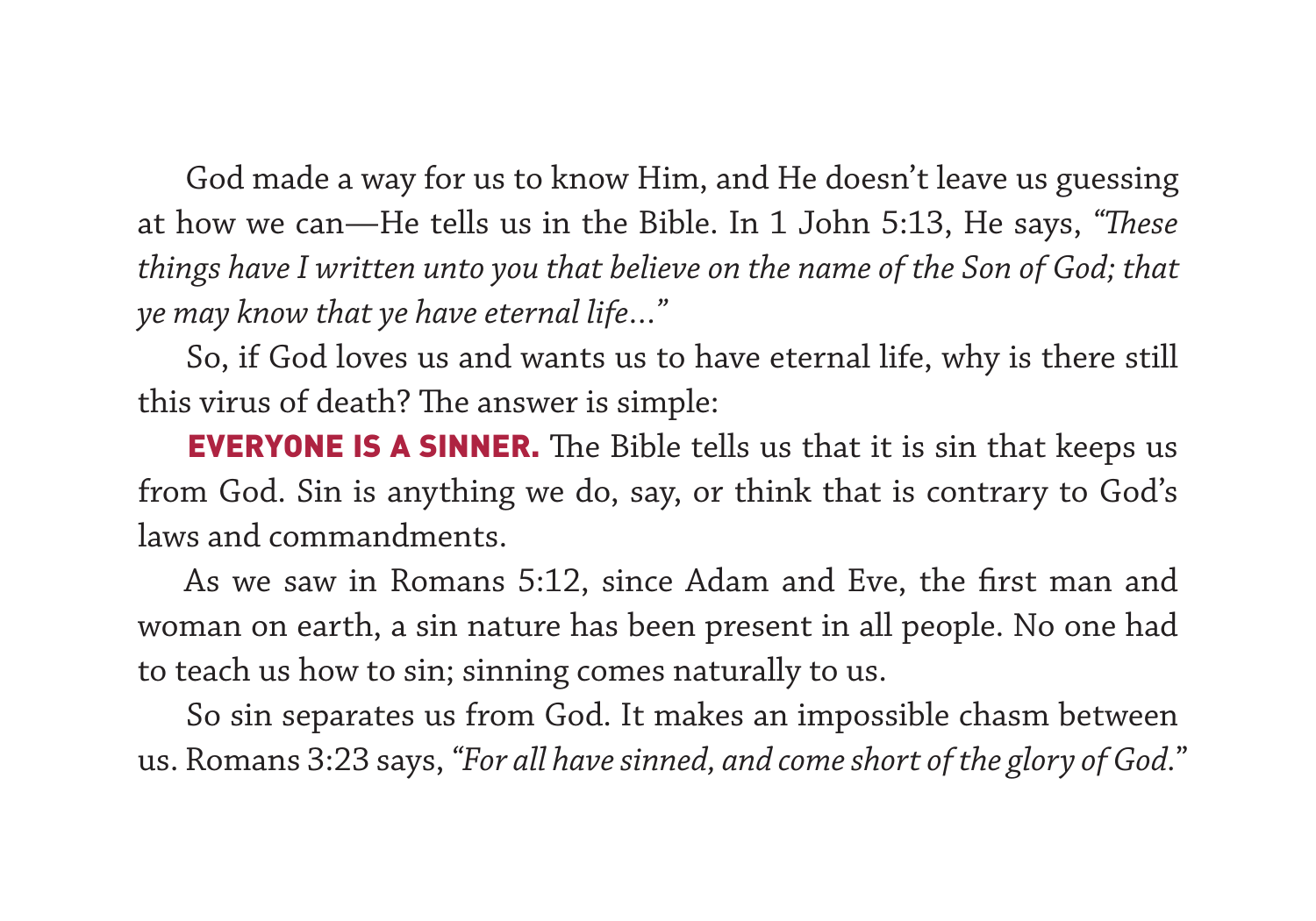God made a way for us to know Him, and He doesn't leave us guessing at how we can—He tells us in the Bible. In 1 John 5:13, He says, *"These things have I written unto you that believe on the name of the Son of God; that ye may know that ye have eternal life..."*

So, if God loves us and wants us to have eternal life, why is there still this virus of death? The answer is simple:

**EVERYONE IS A SINNER.** The Bible tells us that it is sin that keeps us from God. Sin is anything we do, say, or think that is contrary to God's laws and commandments.

As we saw in Romans 5:12, since Adam and Eve, the first man and woman on earth, a sin nature has been present in all people. No one had to teach us how to sin; sinning comes naturally to us.

So sin separates us from God. It makes an impossible chasm between us. Romans 3:23 says, *"For all have sinned, and come short of the glory of God."*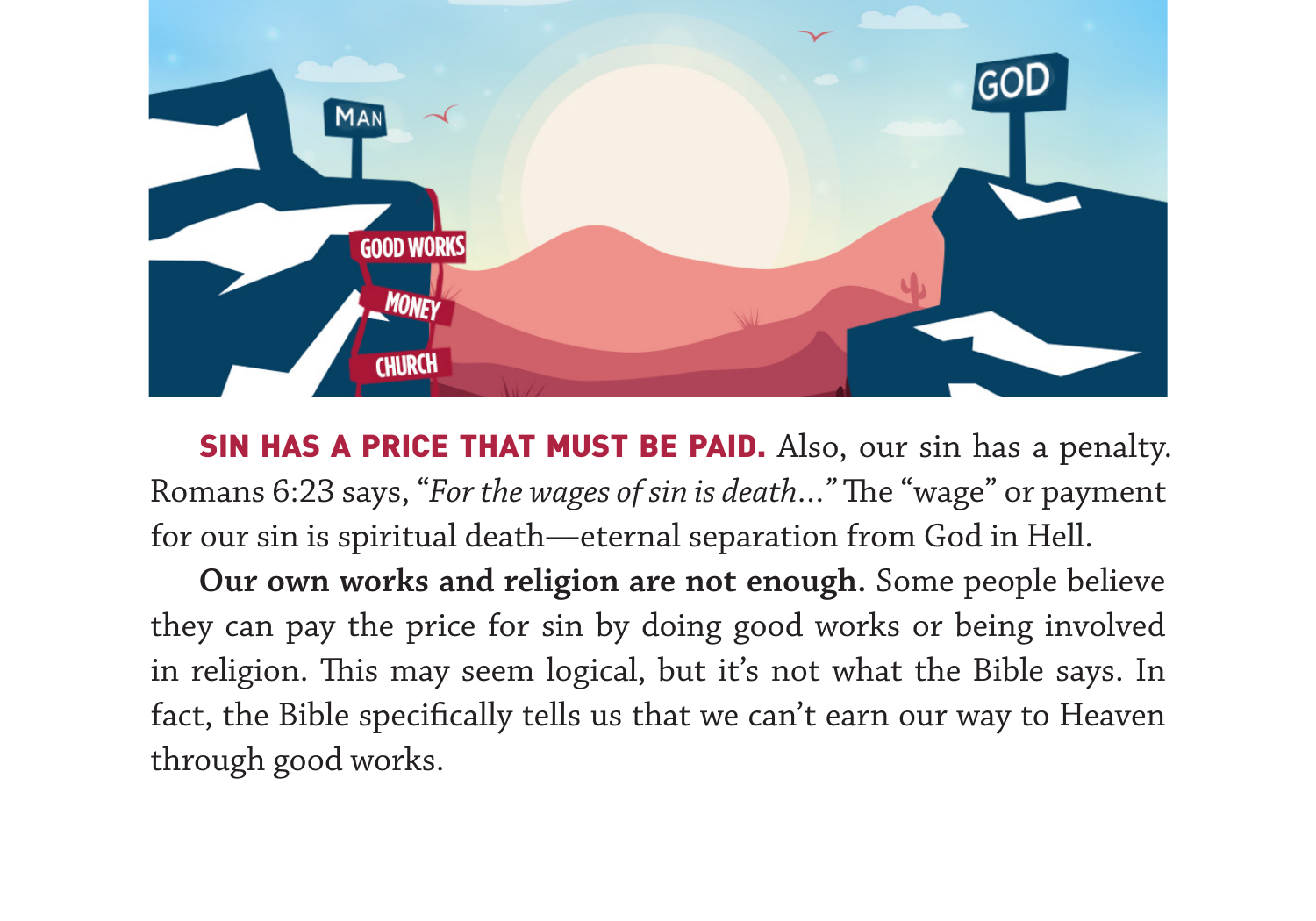**SIN HAS A PRICE THAT MUST BE PAID.** Also, our sin has a penalty. Romans 6:23 says, "*For the wages of sin is death...*" The "wage" or payment for our sin is spiritual death—eternal separation from God in Hell.

**Our own works and religion are not enough.** Some people believe they can pay the price for sin by doing good works or being involved in religion. This may seem logical, but it's not what the Bible says. In fact, the Bible specifically tells us that we can't earn our way to Heaven through good works.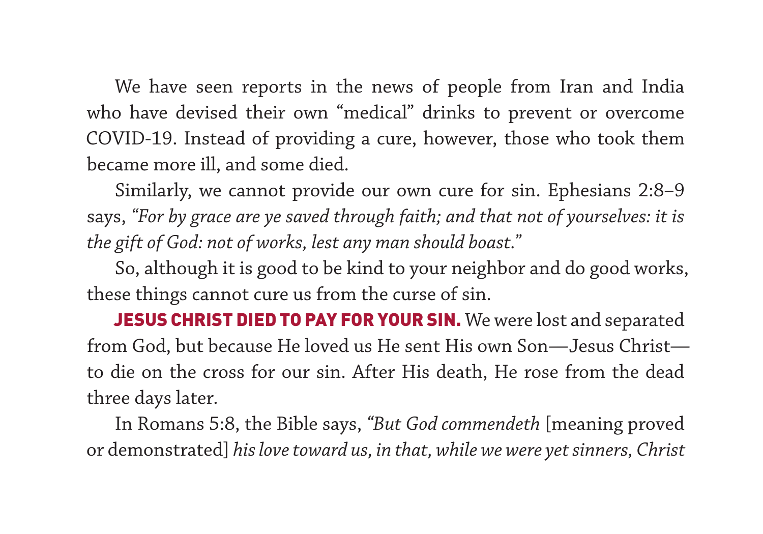We have seen reports in the news of people from Iran and India who have devised their own "medical" drinks to prevent or overcome COVID-19. Instead of providing a cure, however, those who took them became more ill, and some died.

Similarly, we cannot provide our own cure for sin. Ephesians 2:8–9 says, *"For by grace are ye saved through faith; and that not of yourselves: it is the gift of God: not of works, lest any man should boast."*

So, although it is good to be kind to your neighbor and do good works, these things cannot cure us from the curse of sin.

**JESUS CHRIST DIED TO PAY FOR YOUR SIN.** We were lost and separated from God, but because He loved us He sent His own Son—Jesus Christ—to die on the cross for our sin. After His death, He rose from the dead three days later.

In Romans 5:8, the Bible says, *"But God commendeth* [meaning proved or demonstrated] *his love toward us, in that, while we were yet sinners, Christ*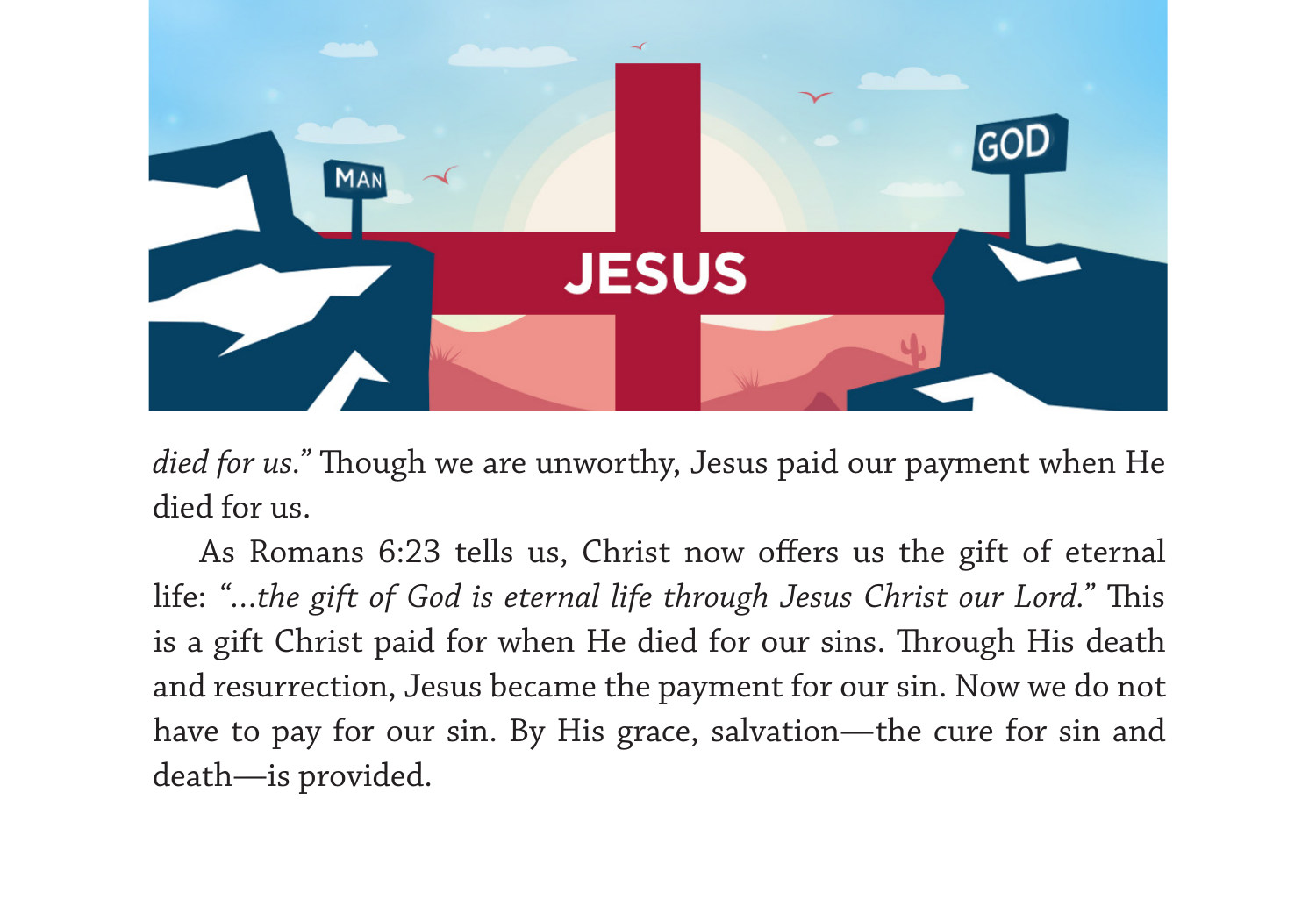*died for us."* Though we are unworthy, Jesus paid our payment when He died for us.

As Romans 6:23 tells us, Christ now offers us the gift of eternal life: *"...the gift of God is eternal life through Jesus Christ our Lord."* This is a gift Christ paid for when He died for our sins. Through His death and resurrection, Jesus became the payment for our sin. Now we do not have to pay for our sin. By His grace, salvation—the cure for sin and death—is provided.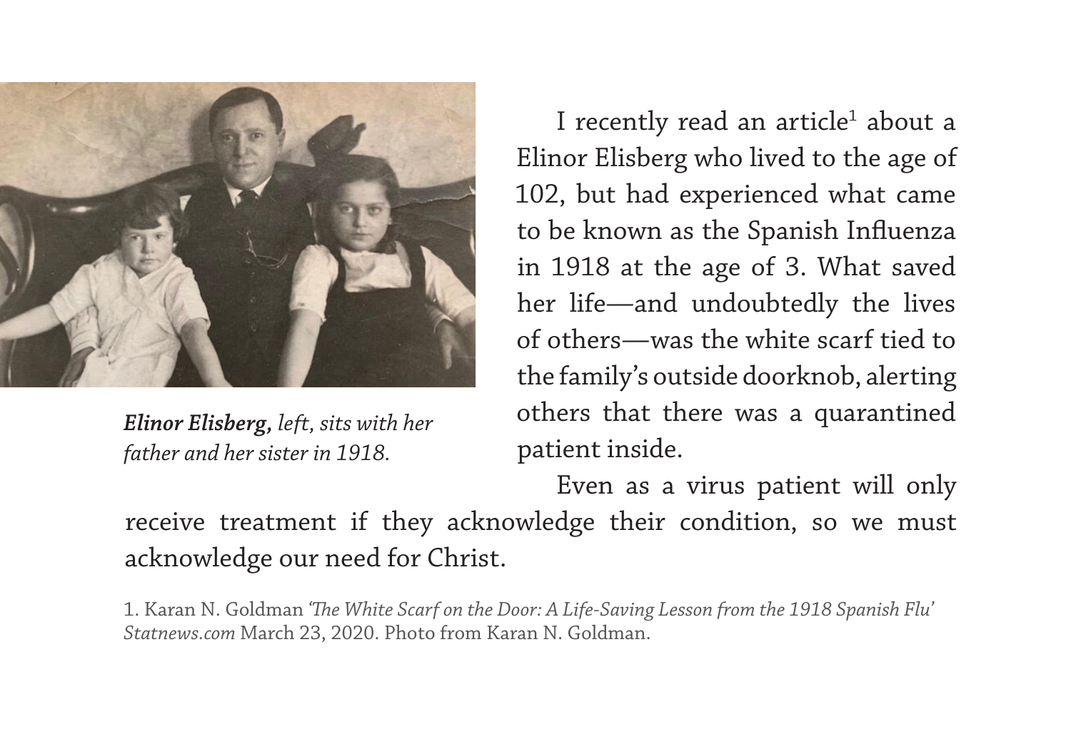*Elinor Elisberg, left, sits with her father and her sister in 1918.*

I recently read an article[1] about a Elinor Elisberg who lived to the age of 102, but had experienced what came to be known as the Spanish Influenza in 1918 at the age of 3. What saved her life—and undoubtedly the lives of others—was the white scarf tied to the family's outside doorknob, alerting others that there was a quarantined patient inside.

Even as a virus patient will only receive treatment if they acknowledge their condition, so we must acknowledge our need for Christ.

1. Karan N. Goldman *'The White Scarf on the Door: A Life-Saving Lesson from the 1918 Spanish Flu' Statnews.com* March 23, 2020. Photo from Karan N. Goldman.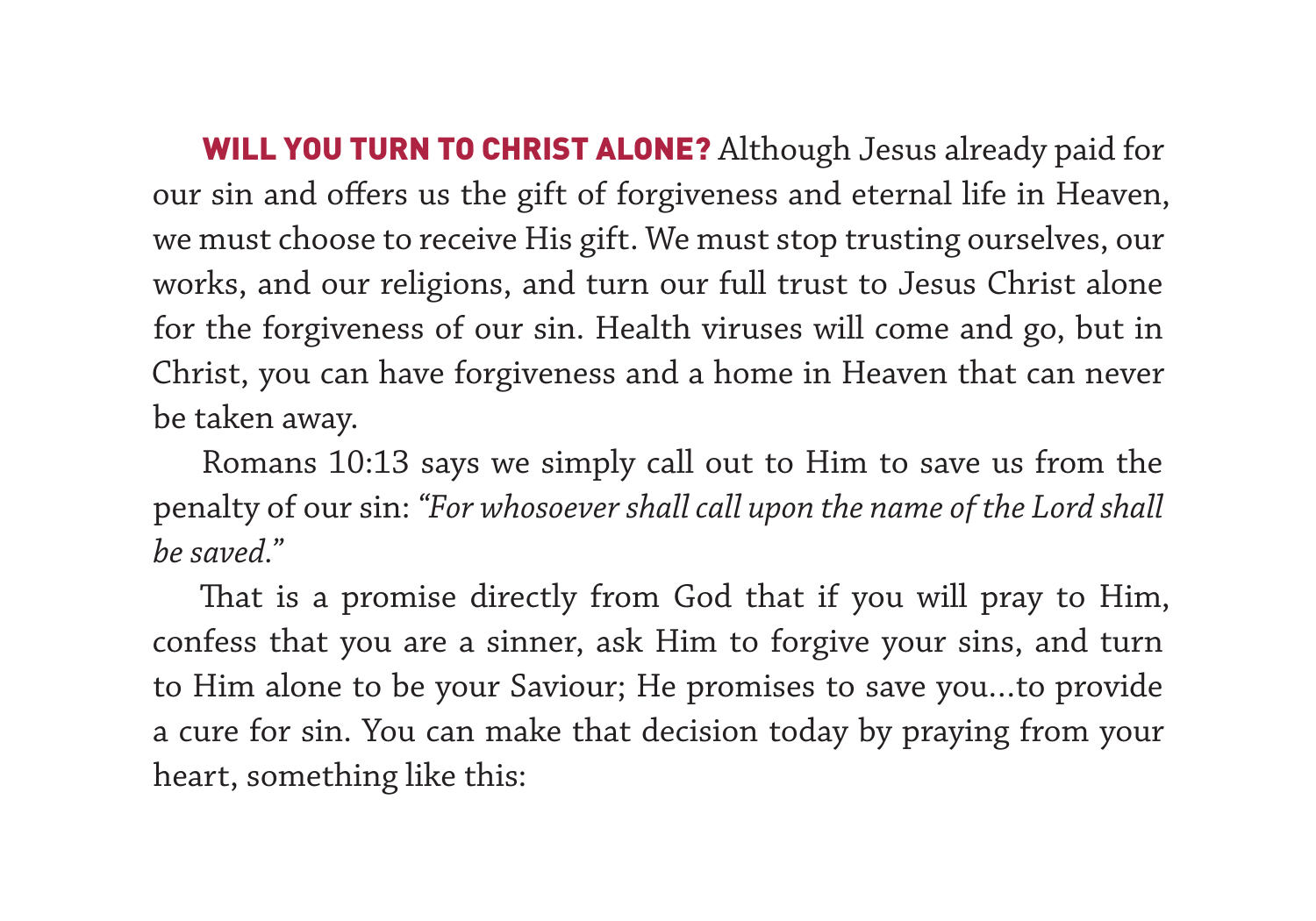**WILL YOU TURN TO CHRIST ALONE?** Although Jesus already paid for our sin and offers us the gift of forgiveness and eternal life in Heaven, we must choose to receive His gift. We must stop trusting ourselves, our works, and our religions, and turn our full trust to Jesus Christ alone for the forgiveness of our sin. Health viruses will come and go, but in Christ, you can have forgiveness and a home in Heaven that can never be taken away.

Romans 10:13 says we simply call out to Him to save us from the penalty of our sin: *"For whosoever shall call upon the name of the Lord shall be saved."*

That is a promise directly from God that if you will pray to Him, confess that you are a sinner, ask Him to forgive your sins, and turn to Him alone to be your Saviour; He promises to save you…to provide a cure for sin. You can make that decision today by praying from your heart, something like this: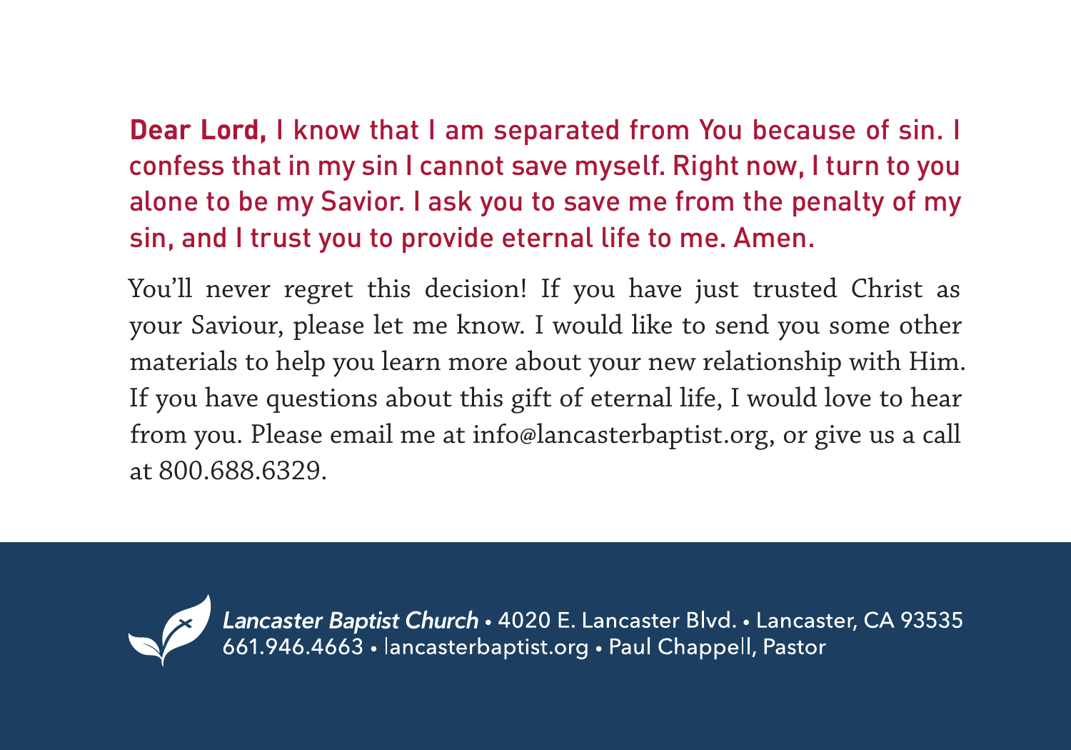**Dear Lord,** I know that I am separated from You because of sin. I confess that in my sin I cannot save myself. Right now, I turn to you alone to be my Savior. I ask you to save me from the penalty of my sin, and I trust you to provide eternal life to me. Amen.

You'll never regret this decision! If you have just trusted Christ as your Saviour, please let me know. I would like to send you some other materials to help you learn more about your new relationship with Him. If you have questions about this gift of eternal life, I would love to hear from you. Please email me at info@lancasterbaptist.org, or give us a call at 800.688.6329.

*Lancaster Baptist Church* • 4020 E. Lancaster Blvd. • Lancaster, CA 93535
661.946.4663 • lancasterbaptist.org • Paul Chappell, Pastor